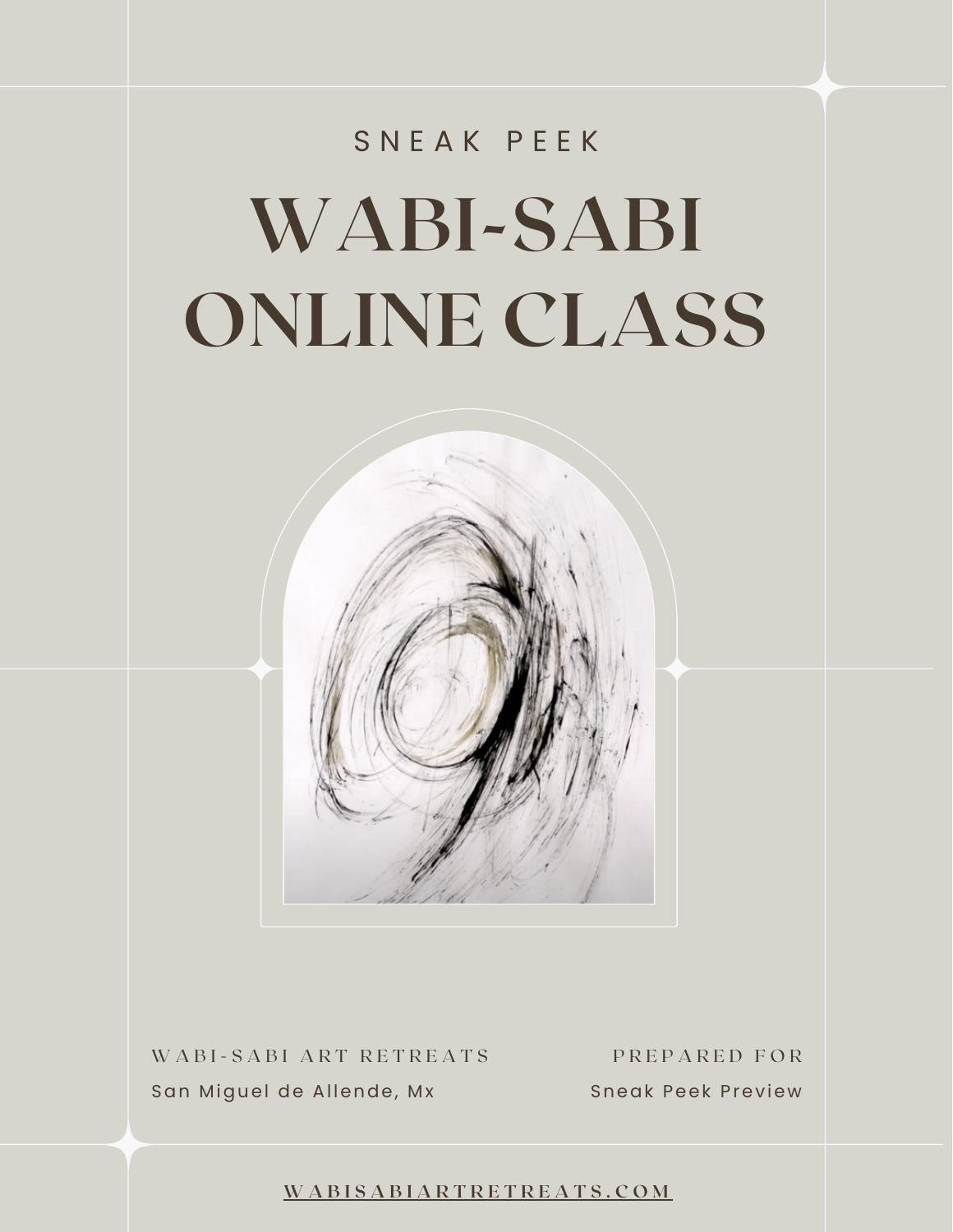SNEAK PEEK

# WABI-SABI ONLINE CLASS

WABI-SABI ART RETREATS

San Miguel de Allende, Mx

PREPARED FOR

Sneak Peek Preview

WABISABIARTRETREATS.COM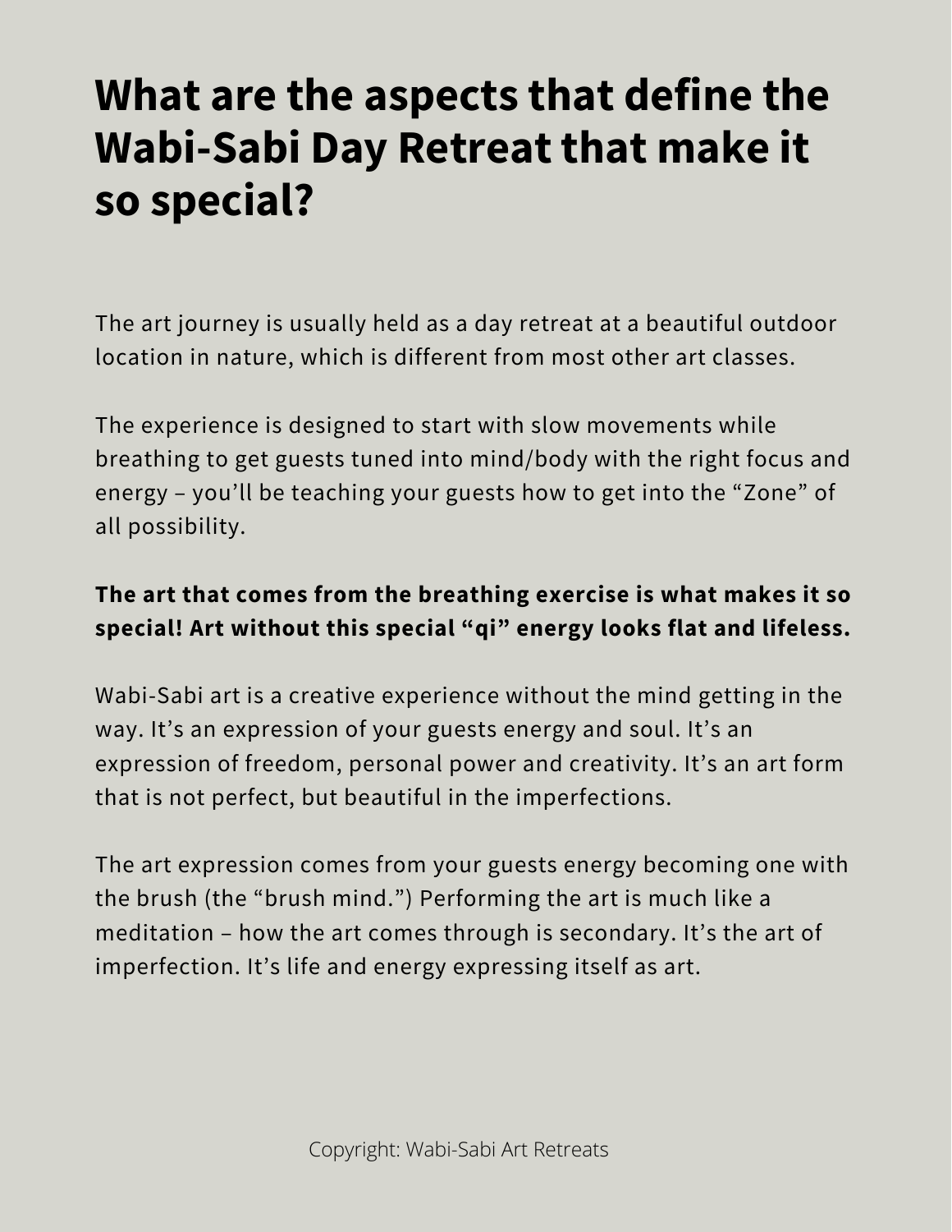# What are the aspects that define the Wabi-Sabi Day Retreat that make it so special?

The art journey is usually held as a day retreat at a beautiful outdoor location in nature, which is different from most other art classes.

The experience is designed to start with slow movements while breathing to get guests tuned into mind/body with the right focus and energy – you'll be teaching your guests how to get into the "Zone" of all possibility.

**The art that comes from the breathing exercise is what makes it so special! Art without this special "qi" energy looks flat and lifeless.**

Wabi-Sabi art is a creative experience without the mind getting in the way. It's an expression of your guests energy and soul. It's an expression of freedom, personal power and creativity. It's an art form that is not perfect, but beautiful in the imperfections.

The art expression comes from your guests energy becoming one with the brush (the "brush mind.") Performing the art is much like a meditation – how the art comes through is secondary. It's the art of imperfection. It's life and energy expressing itself as art.

Copyright: Wabi-Sabi Art Retreats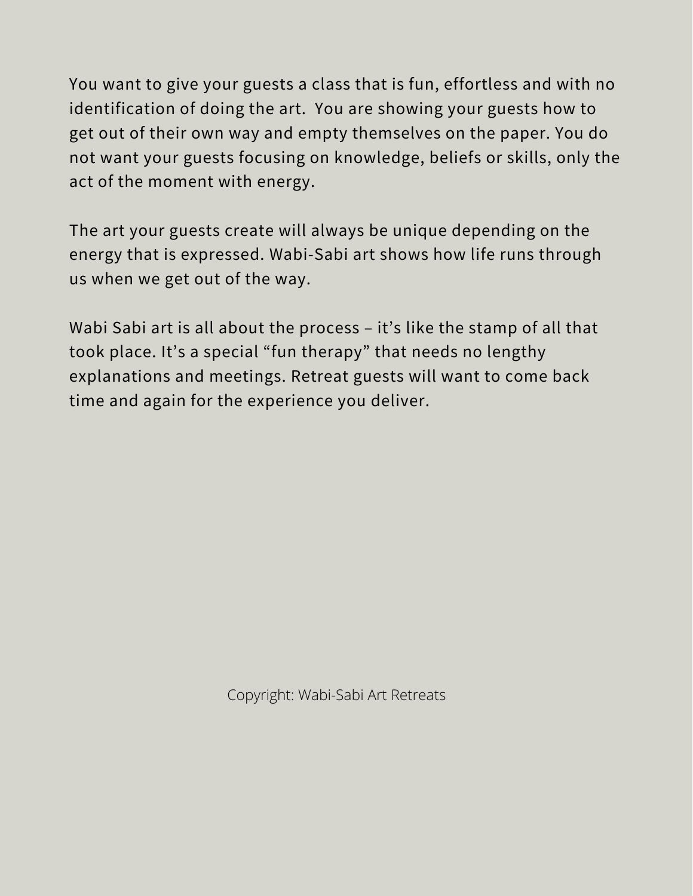You want to give your guests a class that is fun, effortless and with no identification of doing the art. You are showing your guests how to get out of their own way and empty themselves on the paper. You do not want your guests focusing on knowledge, beliefs or skills, only the act of the moment with energy.

The art your guests create will always be unique depending on the energy that is expressed. Wabi-Sabi art shows how life runs through us when we get out of the way.

Wabi Sabi art is all about the process – it's like the stamp of all that took place. It's a special "fun therapy" that needs no lengthy explanations and meetings. Retreat guests will want to come back time and again for the experience you deliver.

Copyright: Wabi-Sabi Art Retreats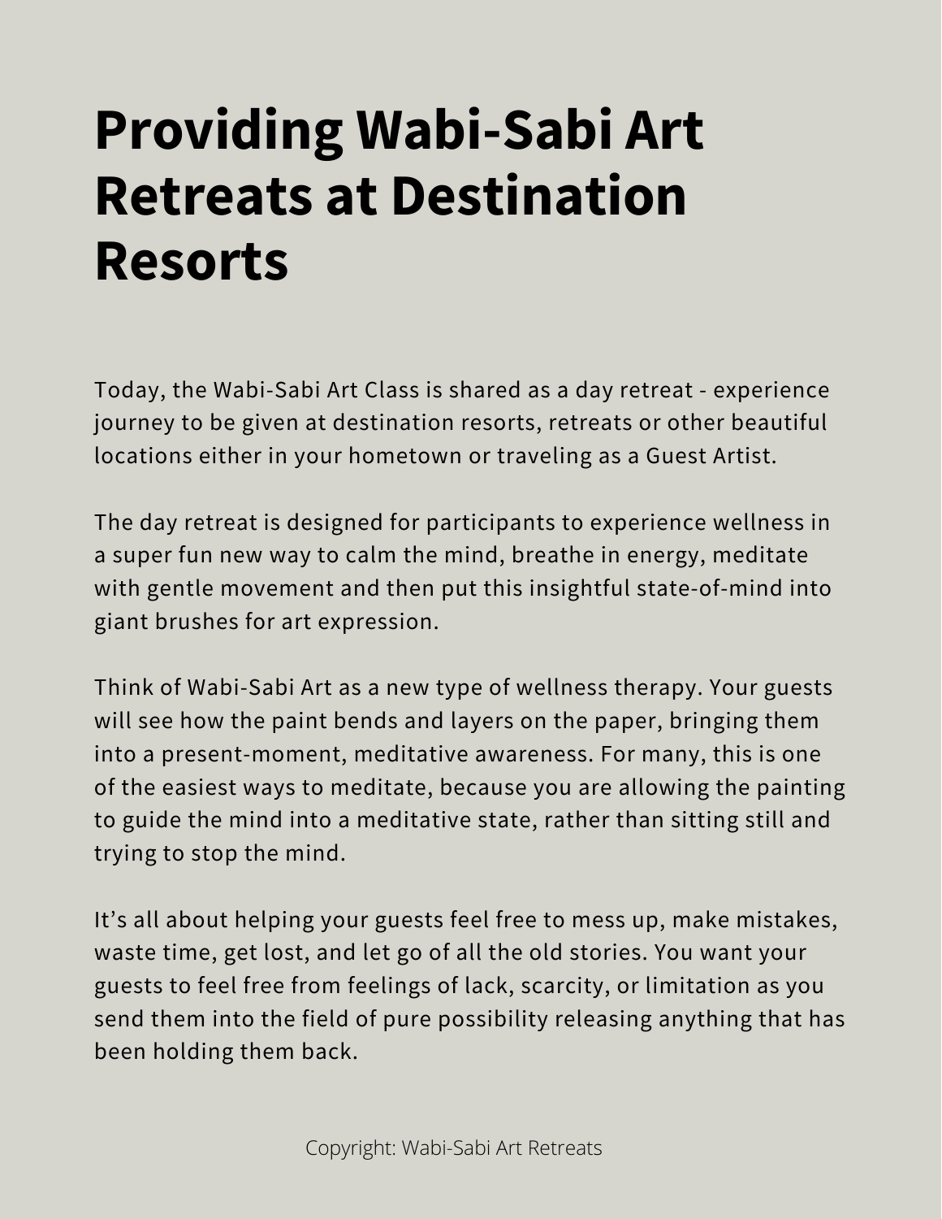# Providing Wabi-Sabi Art Retreats at Destination Resorts

Today, the Wabi-Sabi Art Class is shared as a day retreat - experience journey to be given at destination resorts, retreats or other beautiful locations either in your hometown or traveling as a Guest Artist.

The day retreat is designed for participants to experience wellness in a super fun new way to calm the mind, breathe in energy, meditate with gentle movement and then put this insightful state-of-mind into giant brushes for art expression.

Think of Wabi-Sabi Art as a new type of wellness therapy. Your guests will see how the paint bends and layers on the paper, bringing them into a present-moment, meditative awareness. For many, this is one of the easiest ways to meditate, because you are allowing the painting to guide the mind into a meditative state, rather than sitting still and trying to stop the mind.

It's all about helping your guests feel free to mess up, make mistakes, waste time, get lost, and let go of all the old stories. You want your guests to feel free from feelings of lack, scarcity, or limitation as you send them into the field of pure possibility releasing anything that has been holding them back.

Copyright: Wabi-Sabi Art Retreats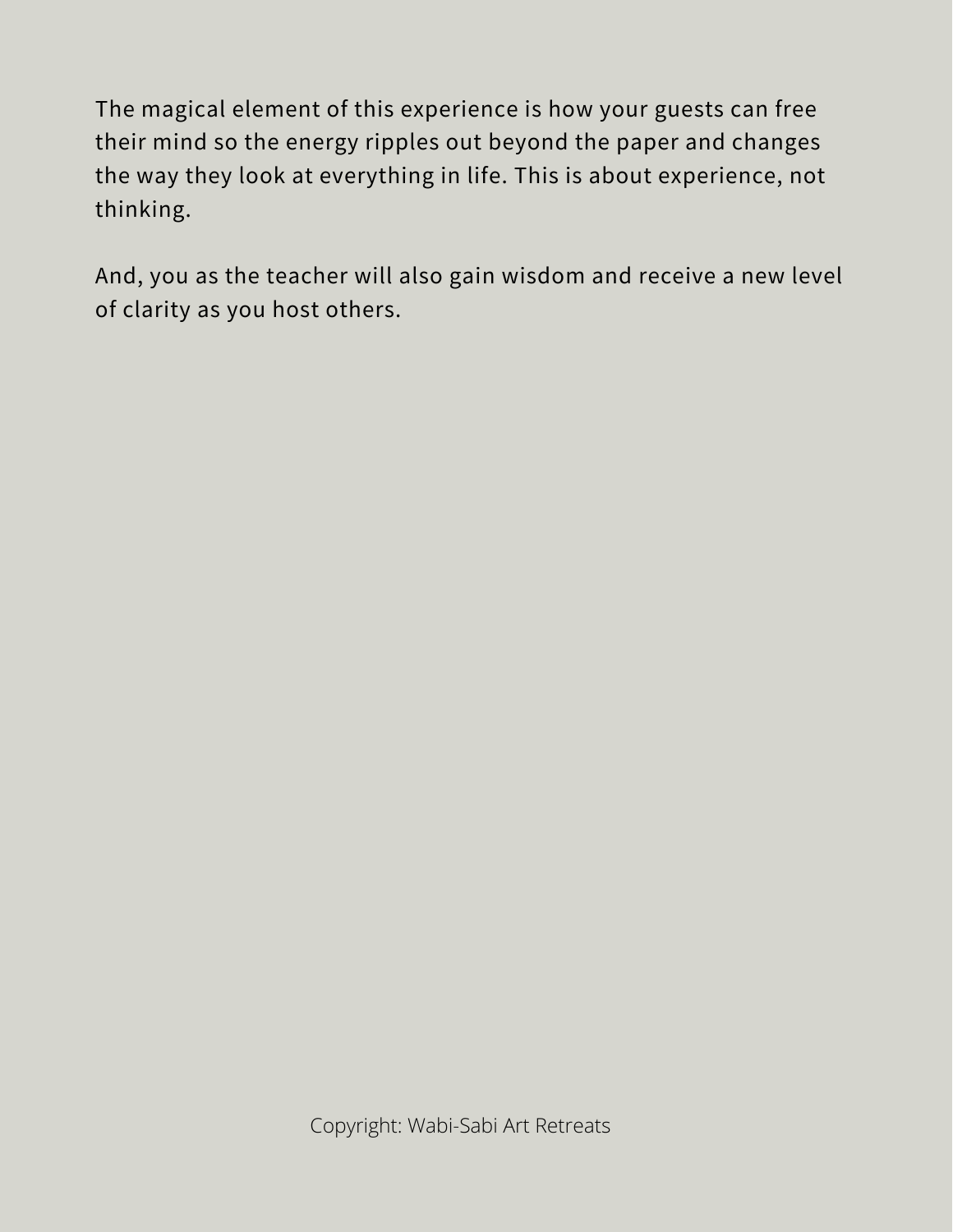The magical element of this experience is how your guests can free their mind so the energy ripples out beyond the paper and changes the way they look at everything in life. This is about experience, not thinking.

And, you as the teacher will also gain wisdom and receive a new level of clarity as you host others.

Copyright: Wabi-Sabi Art Retreats